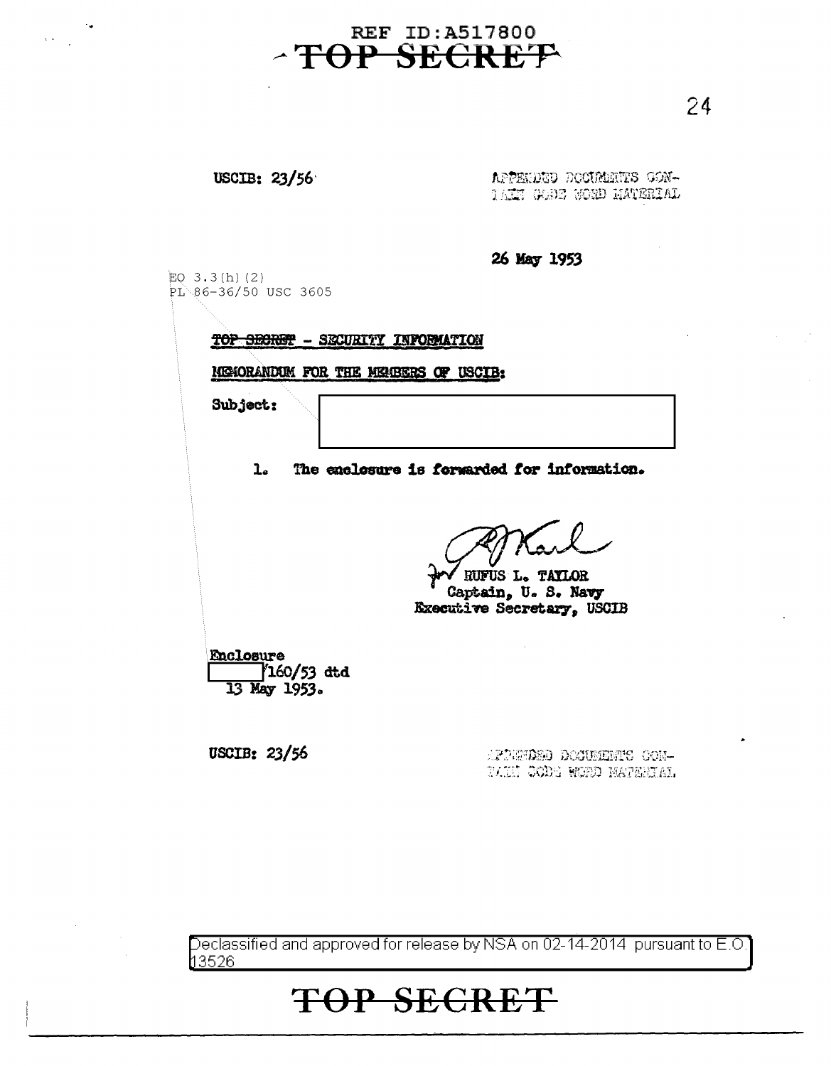REF ID:A517800

~~TOP SECRET~~

USCIB: 23/56

APPENDED DOCUMENTS CONTAIN CODE WORD MATERIAL

26 May 1953

EO 3.3(h)(2)
PL 86-36/50 USC 3605

~~TOP SECRET~~ - SECURITY INFORMATION

MEMORANDUM FOR THE MEMBERS OF USCIB:

Subject: [redacted]

1. The enclosure is forwarded for information.

for RUFUS L. TAYLOR
Captain, U. S. Navy
Executive Secretary, USCIB

Enclosure
[redacted]/160/53 dtd
13 May 1953.

USCIB: 23/56

APPENDED DOCUMENTS CONTAIN CODE WORD MATERIAL

Declassified and approved for release by NSA on 02-14-2014 pursuant to E.O. 13526

~~TOP SECRET~~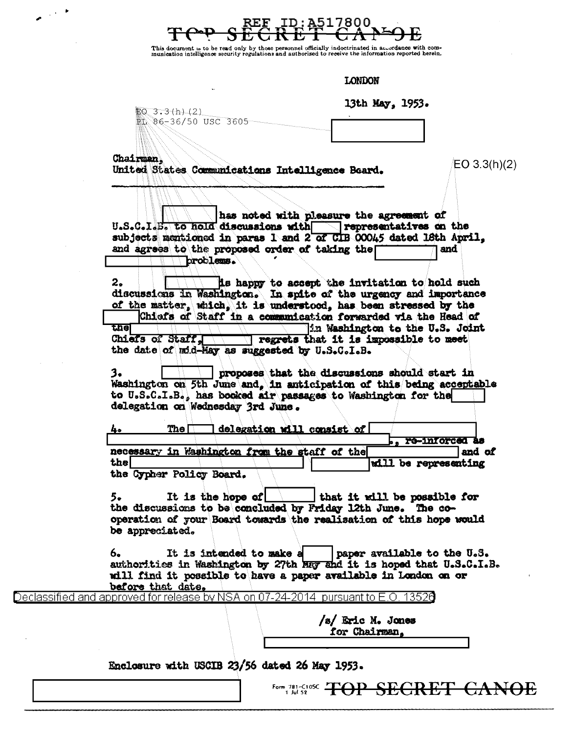REF ID:A517800

~~TOP SECRET CANOE~~

This document is to be read only by those personnel officially indoctrinated in accordance with communication intelligence security regulations and authorized to receive the information reported herein.

LONDON

13th May, 1953.

EO 3.3(h)(2)
PL 86-36/50 USC 3605

Chairman,
United States Communications Intelligence Board.

EO 3.3(h)(2)

---

[ ] has noted with pleasure the agreement of U.S.C.I.B. to hold discussions with [ ] representatives on the subjects mentioned in paras 1 and 2 of CIB 00045 dated 18th April, and agrees to the proposed order of taking the [ ] and [ ] problems.

2. [ ] is happy to accept the invitation to hold such discussions in Washington. In spite of the urgency and importance of the matter, which, it is understood, has been stressed by the [ ] Chiefs of Staff in a communication forwarded via the Head of the [ ] in Washington to the U.S. Joint Chiefs of Staff, [ ] regrets that it is impossible to meet the date of mid-May as suggested by U.S.C.I.B.

3. [ ] proposes that the discussions should start in Washington on 5th June and, in anticipation of this being acceptable to U.S.C.I.B., has booked air passages to Washington for the [ ] delegation on Wednesday 3rd June.

4. The [ ] delegation will consist of [ ] [ ], re-inforced as necessary in Washington from the staff of the [ ] and of the [ ] [ ] will be representing the Cypher Policy Board.

5. It is the hope of [ ] that it will be possible for the discussions to be concluded by Friday 12th June. The co-operation of your Board towards the realisation of this hope would be appreciated.

6. It is intended to make a [ ] paper available to the U.S. authorities in Washington by 27th May and it is hoped that U.S.C.I.B. will find it possible to have a paper available in London on or before that date.

Declassified and approved for release by NSA on 07-24-2014 pursuant to E.O. 13526

/s/ Eric M. Jones
for Chairman,
[ ]

Enclosure with USCIB 23/56 dated 26 May 1953.

[ ]

Form 781-C10SC 1 Jul 52 ~~TOP SECRET CANOE~~